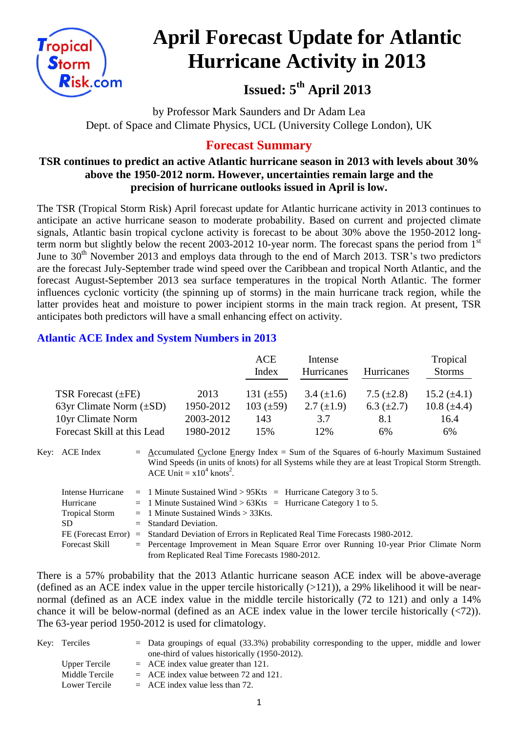# April Forecast Update for Atlantic Hurricane Activity in 2013

## Issued: 5th April 2013

by Professor Mark Saunders and Dr Adam Lea
Dept. of Space and Climate Physics, UCL (University College London), UK

## Forecast Summary

**TSR continues to predict an active Atlantic hurricane season in 2013 with levels about 30% above the 1950-2012 norm. However, uncertainties remain large and the precision of hurricane outlooks issued in April is low.**

The TSR (Tropical Storm Risk) April forecast update for Atlantic hurricane activity in 2013 continues to anticipate an active hurricane season to moderate probability. Based on current and projected climate signals, Atlantic basin tropical cyclone activity is forecast to be about 30% above the 1950-2012 long-term norm but slightly below the recent 2003-2012 10-year norm. The forecast spans the period from 1st June to 30th November 2013 and employs data through to the end of March 2013. TSR's two predictors are the forecast July-September trade wind speed over the Caribbean and tropical North Atlantic, and the forecast August-September 2013 sea surface temperatures in the tropical North Atlantic. The former influences cyclonic vorticity (the spinning up of storms) in the main hurricane track region, while the latter provides heat and moisture to power incipient storms in the main track region. At present, TSR anticipates both predictors will have a small enhancing effect on activity.

### Atlantic ACE Index and System Numbers in 2013

| | | ACE Index | Intense Hurricanes | Hurricanes | Tropical Storms |
|---|---|---|---|---|---|
| TSR Forecast (±FE) | 2013 | 131 (±55) | 3.4 (±1.6) | 7.5 (±2.8) | 15.2 (±4.1) |
| 63yr Climate Norm (±SD) | 1950-2012 | 103 (±59) | 2.7 (±1.9) | 6.3 (±2.7) | 10.8 (±4.4) |
| 10yr Climate Norm | 2003-2012 | 143 | 3.7 | 8.1 | 16.4 |
| Forecast Skill at this Lead | 1980-2012 | 15% | 12% | 6% | 6% |

Key:
- ACE Index = Accumulated Cyclone Energy Index = Sum of the Squares of 6-hourly Maximum Sustained Wind Speeds (in units of knots) for all Systems while they are at least Tropical Storm Strength. ACE Unit = $x10^4$ $knots^2$.
- Intense Hurricane = 1 Minute Sustained Wind > 95Kts = Hurricane Category 3 to 5.
- Hurricane = 1 Minute Sustained Wind > 63Kts = Hurricane Category 1 to 5.
- Tropical Storm = 1 Minute Sustained Winds > 33Kts.
- SD = Standard Deviation.
- FE (Forecast Error) = Standard Deviation of Errors in Replicated Real Time Forecasts 1980-2012.
- Forecast Skill = Percentage Improvement in Mean Square Error over Running 10-year Prior Climate Norm from Replicated Real Time Forecasts 1980-2012.

There is a 57% probability that the 2013 Atlantic hurricane season ACE index will be above-average (defined as an ACE index value in the upper tercile historically (>121)), a 29% likelihood it will be near-normal (defined as an ACE index value in the middle tercile historically (72 to 121) and only a 14% chance it will be below-normal (defined as an ACE index value in the lower tercile historically (<72)). The 63-year period 1950-2012 is used for climatology.

Key:
- Terciles = Data groupings of equal (33.3%) probability corresponding to the upper, middle and lower one-third of values historically (1950-2012).
- Upper Tercile = ACE index value greater than 121.
- Middle Tercile = ACE index value between 72 and 121.
- Lower Tercile = ACE index value less than 72.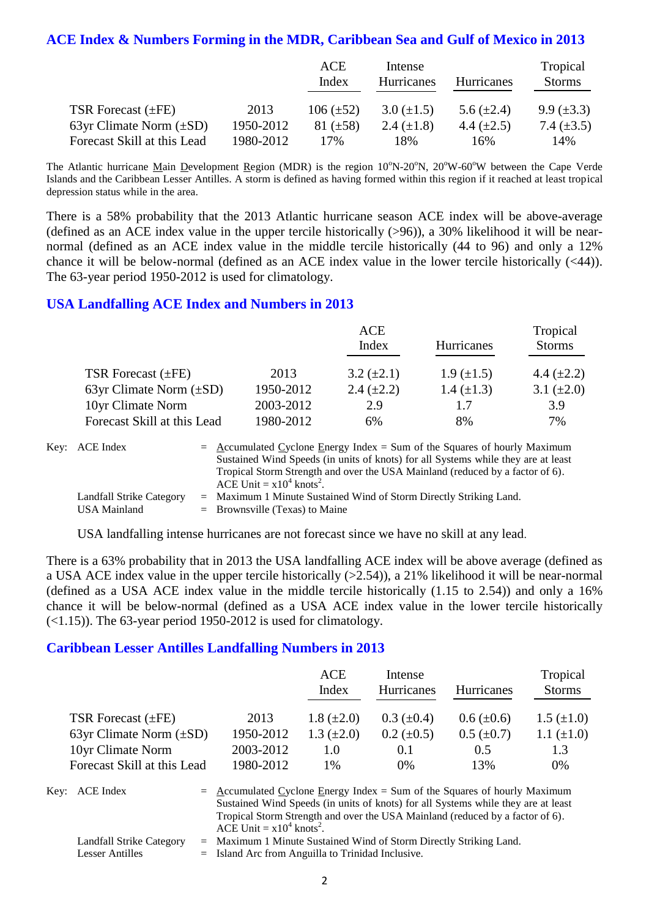## ACE Index & Numbers Forming in the MDR, Caribbean Sea and Gulf of Mexico in 2013

| | | ACE Index | Intense Hurricanes | Hurricanes | Tropical Storms |
|---|---|---|---|---|---|
| TSR Forecast (±FE) | 2013 | 106 (±52) | 3.0 (±1.5) | 5.6 (±2.4) | 9.9 (±3.3) |
| 63yr Climate Norm (±SD) | 1950-2012 | 81 (±58) | 2.4 (±1.8) | 4.4 (±2.5) | 7.4 (±3.5) |
| Forecast Skill at this Lead | 1980-2012 | 17% | 18% | 16% | 14% |

The Atlantic hurricane Main Development Region (MDR) is the region 10°N-20°N, 20°W-60°W between the Cape Verde Islands and the Caribbean Lesser Antilles. A storm is defined as having formed within this region if it reached at least tropical depression status while in the area.

There is a 58% probability that the 2013 Atlantic hurricane season ACE index will be above-average (defined as an ACE index value in the upper tercile historically (>96)), a 30% likelihood it will be near-normal (defined as an ACE index value in the middle tercile historically (44 to 96) and only a 12% chance it will be below-normal (defined as an ACE index value in the lower tercile historically (<44)). The 63-year period 1950-2012 is used for climatology.

## USA Landfalling ACE Index and Numbers in 2013

| | | ACE Index | Hurricanes | Tropical Storms |
|---|---|---|---|---|
| TSR Forecast (±FE) | 2013 | 3.2 (±2.1) | 1.9 (±1.5) | 4.4 (±2.2) |
| 63yr Climate Norm (±SD) | 1950-2012 | 2.4 (±2.2) | 1.4 (±1.3) | 3.1 (±2.0) |
| 10yr Climate Norm | 2003-2012 | 2.9 | 1.7 | 3.9 |
| Forecast Skill at this Lead | 1980-2012 | 6% | 8% | 7% |

Key: ACE Index = Accumulated Cyclone Energy Index = Sum of the Squares of hourly Maximum Sustained Wind Speeds (in units of knots) for all Systems while they are at least Tropical Storm Strength and over the USA Mainland (reduced by a factor of 6). ACE Unit = $x10^4$ $knots^2$.

Landfall Strike Category = Maximum 1 Minute Sustained Wind of Storm Directly Striking Land.

USA Mainland = Brownsville (Texas) to Maine

USA landfalling intense hurricanes are not forecast since we have no skill at any lead.

There is a 63% probability that in 2013 the USA landfalling ACE index will be above average (defined as a USA ACE index value in the upper tercile historically (>2.54)), a 21% likelihood it will be near-normal (defined as a USA ACE index value in the middle tercile historically (1.15 to 2.54)) and only a 16% chance it will be below-normal (defined as a USA ACE index value in the lower tercile historically (<1.15)). The 63-year period 1950-2012 is used for climatology.

## Caribbean Lesser Antilles Landfalling Numbers in 2013

| | | ACE Index | Intense Hurricanes | Hurricanes | Tropical Storms |
|---|---|---|---|---|---|
| TSR Forecast (±FE) | 2013 | 1.8 (±2.0) | 0.3 (±0.4) | 0.6 (±0.6) | 1.5 (±1.0) |
| 63yr Climate Norm (±SD) | 1950-2012 | 1.3 (±2.0) | 0.2 (±0.5) | 0.5 (±0.7) | 1.1 (±1.0) |
| 10yr Climate Norm | 2003-2012 | 1.0 | 0.1 | 0.5 | 1.3 |
| Forecast Skill at this Lead | 1980-2012 | 1% | 0% | 13% | 0% |

Key: ACE Index = Accumulated Cyclone Energy Index = Sum of the Squares of hourly Maximum Sustained Wind Speeds (in units of knots) for all Systems while they are at least Tropical Storm Strength and over the USA Mainland (reduced by a factor of 6). ACE Unit = $x10^4$ $knots^2$.

Landfall Strike Category = Maximum 1 Minute Sustained Wind of Storm Directly Striking Land.

Lesser Antilles = Island Arc from Anguilla to Trinidad Inclusive.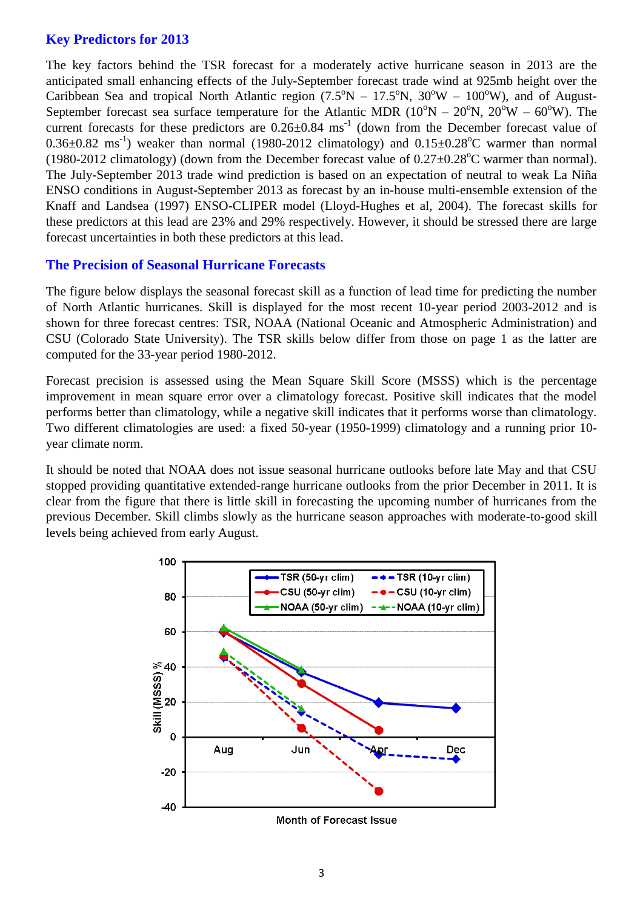## Key Predictors for 2013

The key factors behind the TSR forecast for a moderately active hurricane season in 2013 are the anticipated small enhancing effects of the July-September forecast trade wind at 925mb height over the Caribbean Sea and tropical North Atlantic region (7.5°N – 17.5°N, 30°W – 100°W), and of August-September forecast sea surface temperature for the Atlantic MDR (10°N – 20°N, 20°W – 60°W). The current forecasts for these predictors are 0.26±0.84 $ms^{-1}$ (down from the December forecast value of 0.36±0.82 $ms^{-1}$) weaker than normal (1980-2012 climatology) and 0.15±0.28°C warmer than normal (1980-2012 climatology) (down from the December forecast value of 0.27±0.28°C warmer than normal). The July-September 2013 trade wind prediction is based on an expectation of neutral to weak La Niña ENSO conditions in August-September 2013 as forecast by an in-house multi-ensemble extension of the Knaff and Landsea (1997) ENSO-CLIPER model (Lloyd-Hughes et al, 2004). The forecast skills for these predictors at this lead are 23% and 29% respectively. However, it should be stressed there are large forecast uncertainties in both these predictors at this lead.

## The Precision of Seasonal Hurricane Forecasts

The figure below displays the seasonal forecast skill as a function of lead time for predicting the number of North Atlantic hurricanes. Skill is displayed for the most recent 10-year period 2003-2012 and is shown for three forecast centres: TSR, NOAA (National Oceanic and Atmospheric Administration) and CSU (Colorado State University). The TSR skills below differ from those on page 1 as the latter are computed for the 33-year period 1980-2012.

Forecast precision is assessed using the Mean Square Skill Score (MSSS) which is the percentage improvement in mean square error over a climatology forecast. Positive skill indicates that the model performs better than climatology, while a negative skill indicates that it performs worse than climatology. Two different climatologies are used: a fixed 50-year (1950-1999) climatology and a running prior 10-year climate norm.

It should be noted that NOAA does not issue seasonal hurricane outlooks before late May and that CSU stopped providing quantitative extended-range hurricane outlooks from the prior December in 2011. It is clear from the figure that there is little skill in forecasting the upcoming number of hurricanes from the previous December. Skill climbs slowly as the hurricane season approaches with moderate-to-good skill levels being achieved from early August.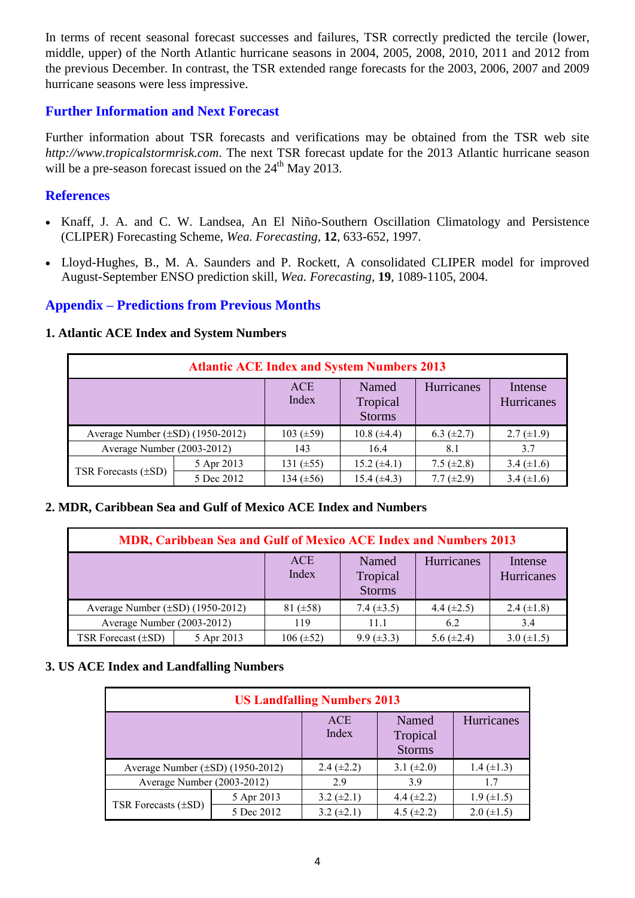In terms of recent seasonal forecast successes and failures, TSR correctly predicted the tercile (lower, middle, upper) of the North Atlantic hurricane seasons in 2004, 2005, 2008, 2010, 2011 and 2012 from the previous December. In contrast, the TSR extended range forecasts for the 2003, 2006, 2007 and 2009 hurricane seasons were less impressive.

## Further Information and Next Forecast

Further information about TSR forecasts and verifications may be obtained from the TSR web site *http://www.tropicalstormrisk.com*. The next TSR forecast update for the 2013 Atlantic hurricane season will be a pre-season forecast issued on the 24th May 2013.

## References

- Knaff, J. A. and C. W. Landsea, An El Niño-Southern Oscillation Climatology and Persistence (CLIPER) Forecasting Scheme, *Wea. Forecasting*, **12**, 633-652, 1997.
- Lloyd-Hughes, B., M. A. Saunders and P. Rockett, A consolidated CLIPER model for improved August-September ENSO prediction skill, *Wea. Forecasting*, **19**, 1089-1105, 2004.

## Appendix – Predictions from Previous Months

### 1. Atlantic ACE Index and System Numbers

| Atlantic ACE Index and System Numbers 2013 | | | | | |
|---|---|---|---|---|---|
| | | ACE Index | Named Tropical Storms | Hurricanes | Intense Hurricanes |
| Average Number (±SD) (1950-2012) | | 103 (±59) | 10.8 (±4.4) | 6.3 (±2.7) | 2.7 (±1.9) |
| Average Number (2003-2012) | | 143 | 16.4 | 8.1 | 3.7 |
| TSR Forecasts (±SD) | 5 Apr 2013 | 131 (±55) | 15.2 (±4.1) | 7.5 (±2.8) | 3.4 (±1.6) |
| | 5 Dec 2012 | 134 (±56) | 15.4 (±4.3) | 7.7 (±2.9) | 3.4 (±1.6) |

### 2. MDR, Caribbean Sea and Gulf of Mexico ACE Index and Numbers

| MDR, Caribbean Sea and Gulf of Mexico ACE Index and Numbers 2013 | | | | | |
|---|---|---|---|---|---|
| | | ACE Index | Named Tropical Storms | Hurricanes | Intense Hurricanes |
| Average Number (±SD) (1950-2012) | | 81 (±58) | 7.4 (±3.5) | 4.4 (±2.5) | 2.4 (±1.8) |
| Average Number (2003-2012) | | 119 | 11.1 | 6.2 | 3.4 |
| TSR Forecast (±SD) | 5 Apr 2013 | 106 (±52) | 9.9 (±3.3) | 5.6 (±2.4) | 3.0 (±1.5) |

### 3. US ACE Index and Landfalling Numbers

| US Landfalling Numbers 2013 | | | | |
|---|---|---|---|---|
| | | ACE Index | Named Tropical Storms | Hurricanes |
| Average Number (±SD) (1950-2012) | | 2.4 (±2.2) | 3.1 (±2.0) | 1.4 (±1.3) |
| Average Number (2003-2012) | | 2.9 | 3.9 | 1.7 |
| TSR Forecasts (±SD) | 5 Apr 2013 | 3.2 (±2.1) | 4.4 (±2.2) | 1.9 (±1.5) |
| | 5 Dec 2012 | 3.2 (±2.1) | 4.5 (±2.2) | 2.0 (±1.5) |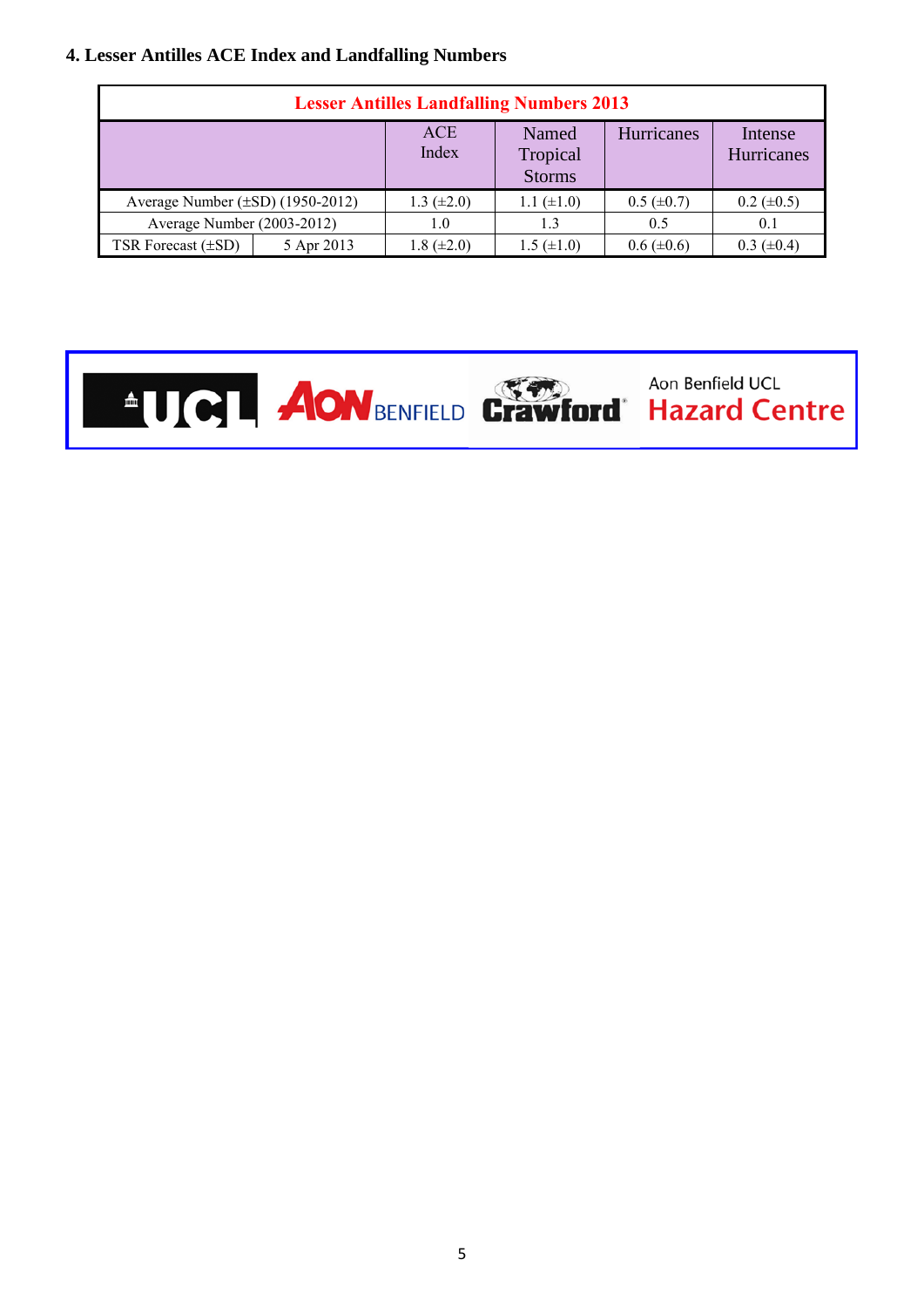### 4. Lesser Antilles ACE Index and Landfalling Numbers

| Lesser Antilles Landfalling Numbers 2013 | | | | | |
|---|---|---|---|---|---|
| | | ACE Index | Named Tropical Storms | Hurricanes | Intense Hurricanes |
| Average Number (±SD) (1950-2012) | | 1.3 (±2.0) | 1.1 (±1.0) | 0.5 (±0.7) | 0.2 (±0.5) |
| Average Number (2003-2012) | | 1.0 | 1.3 | 0.5 | 0.1 |
| TSR Forecast (±SD) | 5 Apr 2013 | 1.8 (±2.0) | 1.5 (±1.0) | 0.6 (±0.6) | 0.3 (±0.4) |

UCL AON BENFIELD Crawford Aon Benfield UCL Hazard Centre